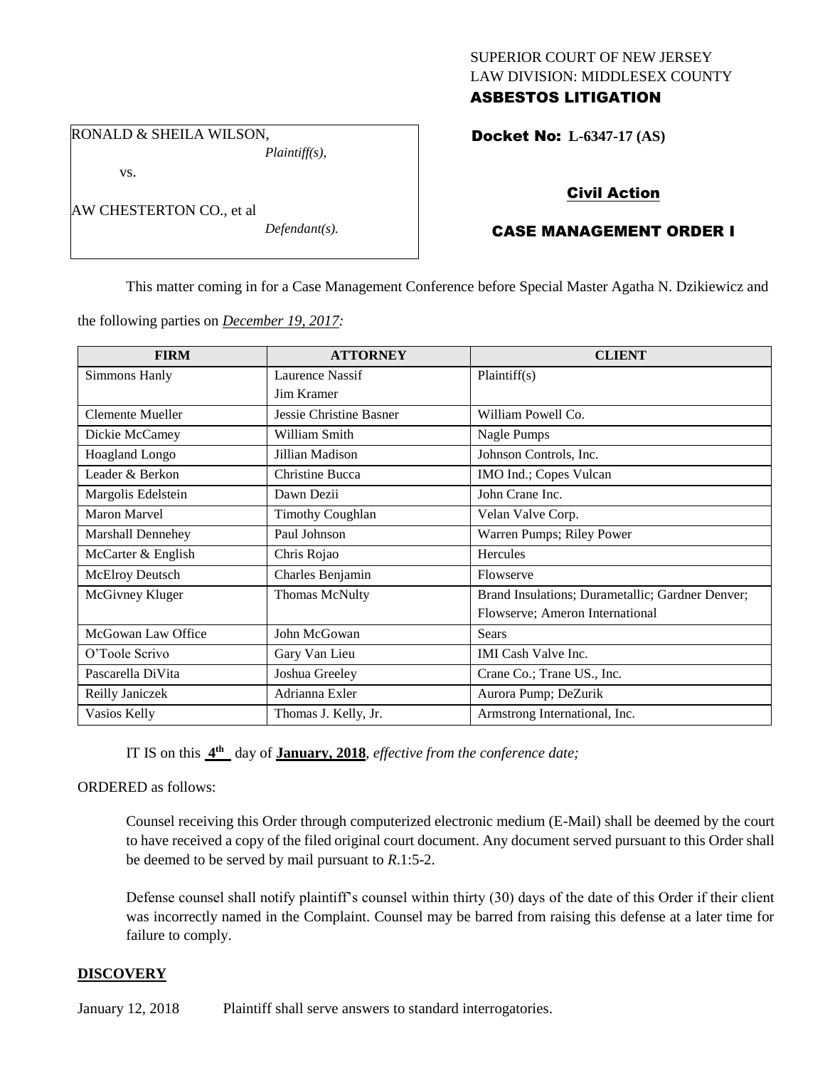SUPERIOR COURT OF NEW JERSEY
LAW DIVISION: MIDDLESEX COUNTY
**ASBESTOS LITIGATION**

RONALD & SHEILA WILSON,
*Plaintiff(s),*

vs.

AW CHESTERTON CO., et al
*Defendant(s).*

**Docket No: L-6347-17 (AS)**

## Civil Action

## CASE MANAGEMENT ORDER I

This matter coming in for a Case Management Conference before Special Master Agatha N. Dzikiewicz and the following parties on *December 19, 2017:*

| FIRM | ATTORNEY | CLIENT |
|---|---|---|
| Simmons Hanly | Laurence Nassif<br>Jim Kramer | Plaintiff(s) |
| Clemente Mueller | Jessie Christine Basner | William Powell Co. |
| Dickie McCamey | William Smith | Nagle Pumps |
| Hoagland Longo | Jillian Madison | Johnson Controls, Inc. |
| Leader & Berkon | Christine Bucca | IMO Ind.; Copes Vulcan |
| Margolis Edelstein | Dawn Dezii | John Crane Inc. |
| Maron Marvel | Timothy Coughlan | Velan Valve Corp. |
| Marshall Dennehey | Paul Johnson | Warren Pumps; Riley Power |
| McCarter & English | Chris Rojao | Hercules |
| McElroy Deutsch | Charles Benjamin | Flowserve |
| McGivney Kluger | Thomas McNulty | Brand Insulations; Durametallic; Gardner Denver; Flowserve; Ameron International |
| McGowan Law Office | John McGowan | Sears |
| O'Toole Scrivo | Gary Van Lieu | IMI Cash Valve Inc. |
| Pascarella DiVita | Joshua Greeley | Crane Co.; Trane US., Inc. |
| Reilly Janiczek | Adrianna Exler | Aurora Pump; DeZurik |
| Vasios Kelly | Thomas J. Kelly, Jr. | Armstrong International, Inc. |

IT IS on this **4th** day of **January, 2018**, *effective from the conference date;*

ORDERED as follows:

Counsel receiving this Order through computerized electronic medium (E-Mail) shall be deemed by the court to have received a copy of the filed original court document. Any document served pursuant to this Order shall be deemed to be served by mail pursuant to *R*.1:5-2.

Defense counsel shall notify plaintiff's counsel within thirty (30) days of the date of this Order if their client was incorrectly named in the Complaint. Counsel may be barred from raising this defense at a later time for failure to comply.

**DISCOVERY**

January 12, 2018 Plaintiff shall serve answers to standard interrogatories.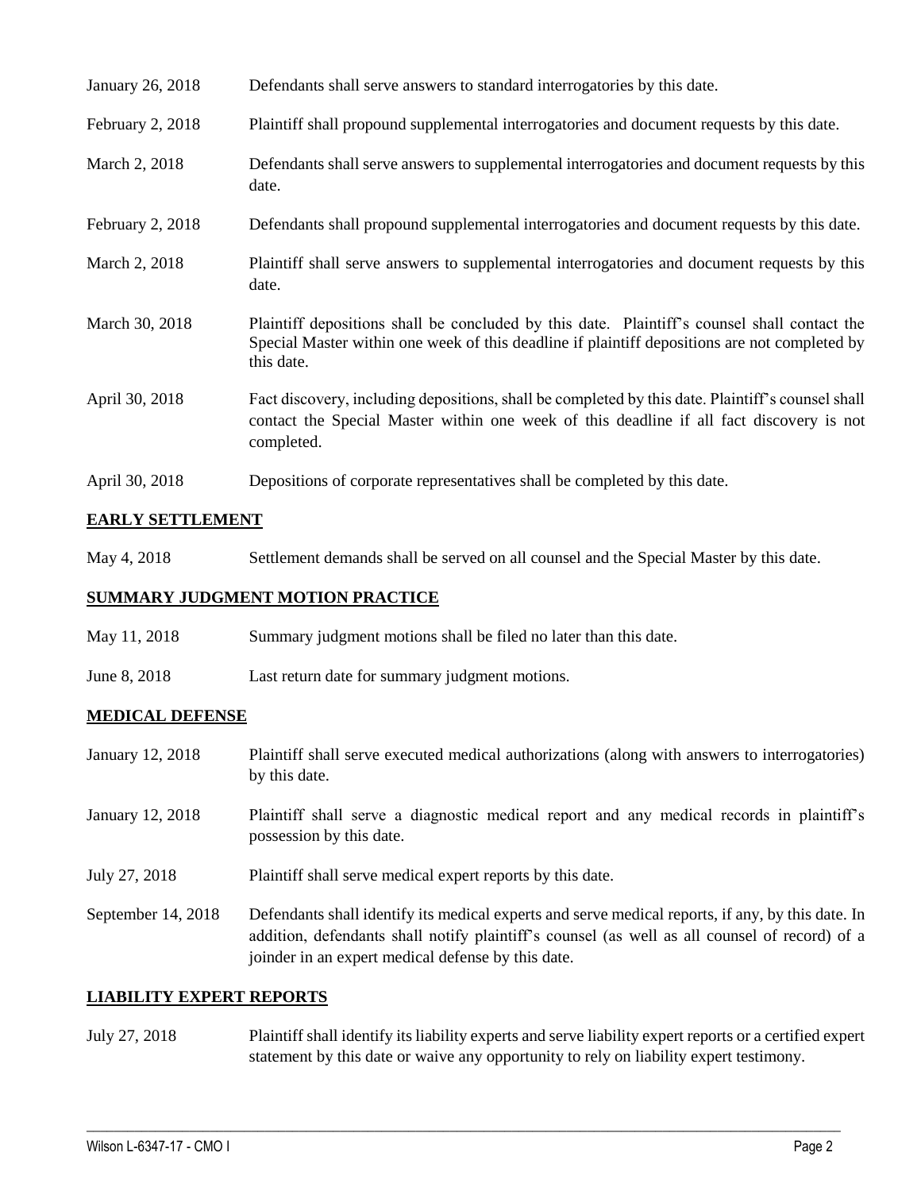| | |
|---|---|
| January 26, 2018 | Defendants shall serve answers to standard interrogatories by this date. |
| February 2, 2018 | Plaintiff shall propound supplemental interrogatories and document requests by this date. |
| March 2, 2018 | Defendants shall serve answers to supplemental interrogatories and document requests by this date. |
| February 2, 2018 | Defendants shall propound supplemental interrogatories and document requests by this date. |
| March 2, 2018 | Plaintiff shall serve answers to supplemental interrogatories and document requests by this date. |
| March 30, 2018 | Plaintiff depositions shall be concluded by this date. Plaintiff's counsel shall contact the Special Master within one week of this deadline if plaintiff depositions are not completed by this date. |
| April 30, 2018 | Fact discovery, including depositions, shall be completed by this date. Plaintiff's counsel shall contact the Special Master within one week of this deadline if all fact discovery is not completed. |
| April 30, 2018 | Depositions of corporate representatives shall be completed by this date. |

**EARLY SETTLEMENT**

| | |
|---|---|
| May 4, 2018 | Settlement demands shall be served on all counsel and the Special Master by this date. |

**SUMMARY JUDGMENT MOTION PRACTICE**

| | |
|---|---|
| May 11, 2018 | Summary judgment motions shall be filed no later than this date. |
| June 8, 2018 | Last return date for summary judgment motions. |

**MEDICAL DEFENSE**

| | |
|---|---|
| January 12, 2018 | Plaintiff shall serve executed medical authorizations (along with answers to interrogatories) by this date. |
| January 12, 2018 | Plaintiff shall serve a diagnostic medical report and any medical records in plaintiff's possession by this date. |
| July 27, 2018 | Plaintiff shall serve medical expert reports by this date. |
| September 14, 2018 | Defendants shall identify its medical experts and serve medical reports, if any, by this date. In addition, defendants shall notify plaintiff's counsel (as well as all counsel of record) of a joinder in an expert medical defense by this date. |

**LIABILITY EXPERT REPORTS**

| | |
|---|---|
| July 27, 2018 | Plaintiff shall identify its liability experts and serve liability expert reports or a certified expert statement by this date or waive any opportunity to rely on liability expert testimony. |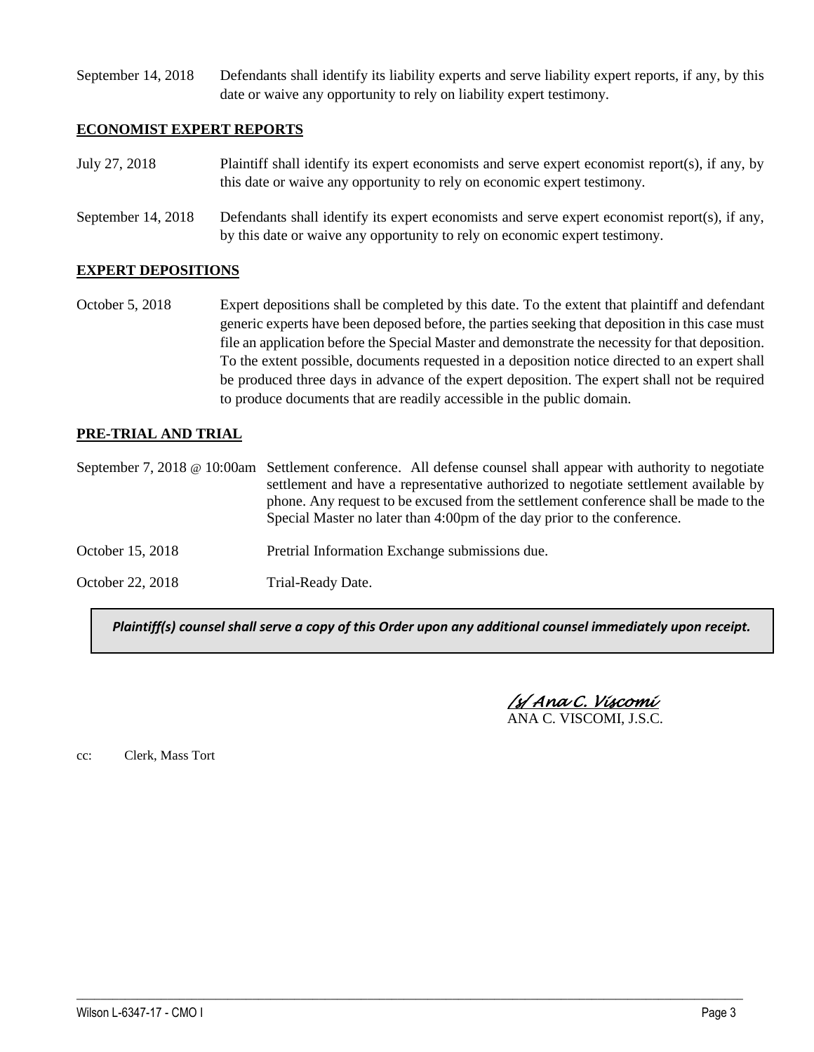| | |
|---|---|
| September 14, 2018 | Defendants shall identify its liability experts and serve liability expert reports, if any, by this date or waive any opportunity to rely on liability expert testimony. |

**ECONOMIST EXPERT REPORTS**

| | |
|---|---|
| July 27, 2018 | Plaintiff shall identify its expert economists and serve expert economist report(s), if any, by this date or waive any opportunity to rely on economic expert testimony. |
| September 14, 2018 | Defendants shall identify its expert economists and serve expert economist report(s), if any, by this date or waive any opportunity to rely on economic expert testimony. |

**EXPERT DEPOSITIONS**

| | |
|---|---|
| October 5, 2018 | Expert depositions shall be completed by this date. To the extent that plaintiff and defendant generic experts have been deposed before, the parties seeking that deposition in this case must file an application before the Special Master and demonstrate the necessity for that deposition. To the extent possible, documents requested in a deposition notice directed to an expert shall be produced three days in advance of the expert deposition. The expert shall not be required to produce documents that are readily accessible in the public domain. |

**PRE-TRIAL AND TRIAL**

| | |
|---|---|
| September 7, 2018 @ 10:00am | Settlement conference. All defense counsel shall appear with authority to negotiate settlement and have a representative authorized to negotiate settlement available by phone. Any request to be excused from the settlement conference shall be made to the Special Master no later than 4:00pm of the day prior to the conference. |
| October 15, 2018 | Pretrial Information Exchange submissions due. |
| October 22, 2018 | Trial-Ready Date. |

***Plaintiff(s) counsel shall serve a copy of this Order upon any additional counsel immediately upon receipt.***

*/s/ Ana C. Viscomi*
ANA C. VISCOMI, J.S.C.

cc: Clerk, Mass Tort